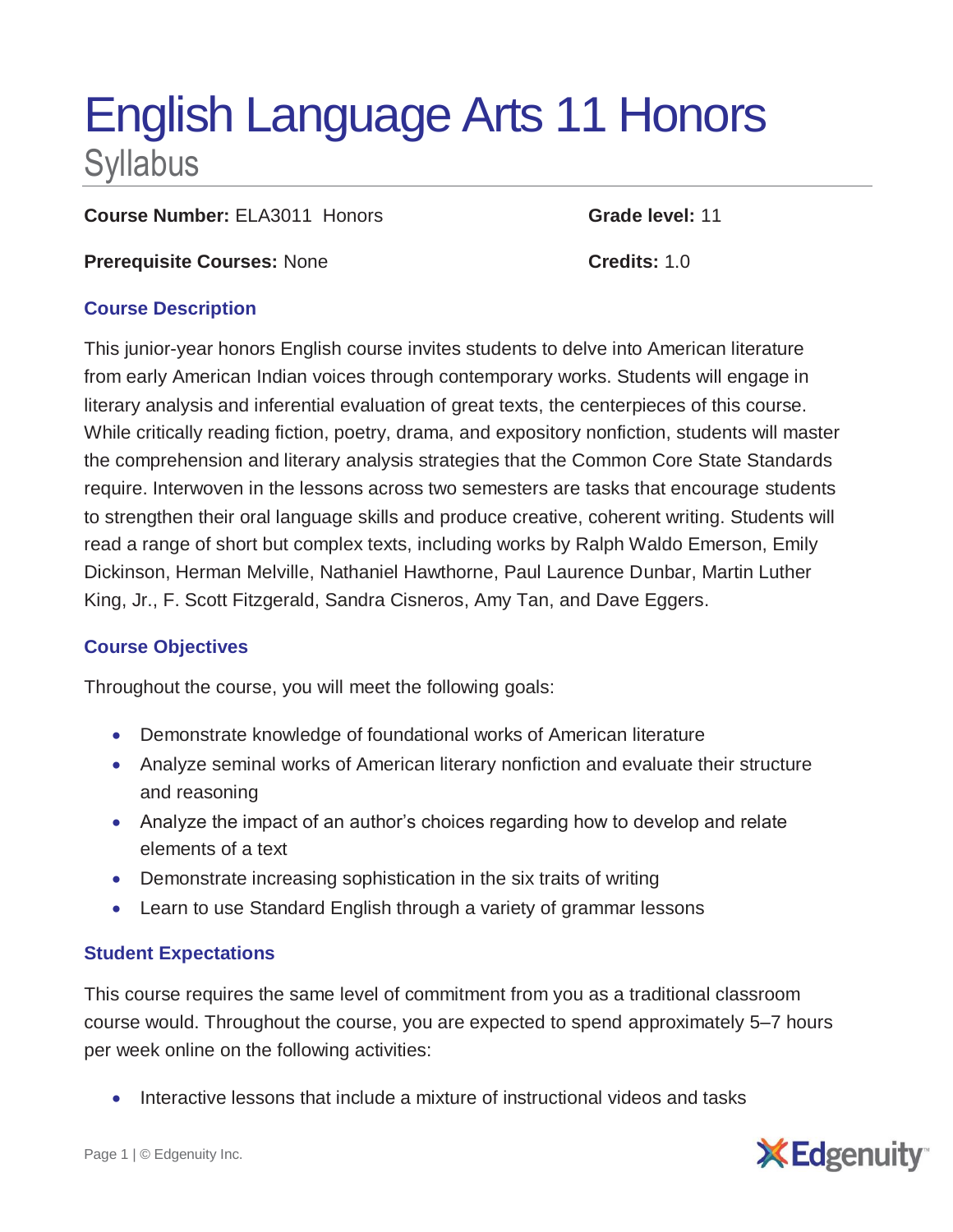# English Language Arts 11 Honors

## Syllabus

**Course Number:** ELA3011 Honors

**Grade level:** 11

**Prerequisite Courses:** None

**Credits:** 1.0

### Course Description

This junior-year honors English course invites students to delve into American literature from early American Indian voices through contemporary works. Students will engage in literary analysis and inferential evaluation of great texts, the centerpieces of this course. While critically reading fiction, poetry, drama, and expository nonfiction, students will master the comprehension and literary analysis strategies that the Common Core State Standards require. Interwoven in the lessons across two semesters are tasks that encourage students to strengthen their oral language skills and produce creative, coherent writing. Students will read a range of short but complex texts, including works by Ralph Waldo Emerson, Emily Dickinson, Herman Melville, Nathaniel Hawthorne, Paul Laurence Dunbar, Martin Luther King, Jr., F. Scott Fitzgerald, Sandra Cisneros, Amy Tan, and Dave Eggers.

### Course Objectives

Throughout the course, you will meet the following goals:

- Demonstrate knowledge of foundational works of American literature
- Analyze seminal works of American literary nonfiction and evaluate their structure and reasoning
- Analyze the impact of an author's choices regarding how to develop and relate elements of a text
- Demonstrate increasing sophistication in the six traits of writing
- Learn to use Standard English through a variety of grammar lessons

### Student Expectations

This course requires the same level of commitment from you as a traditional classroom course would. Throughout the course, you are expected to spend approximately 5–7 hours per week online on the following activities:

- Interactive lessons that include a mixture of instructional videos and tasks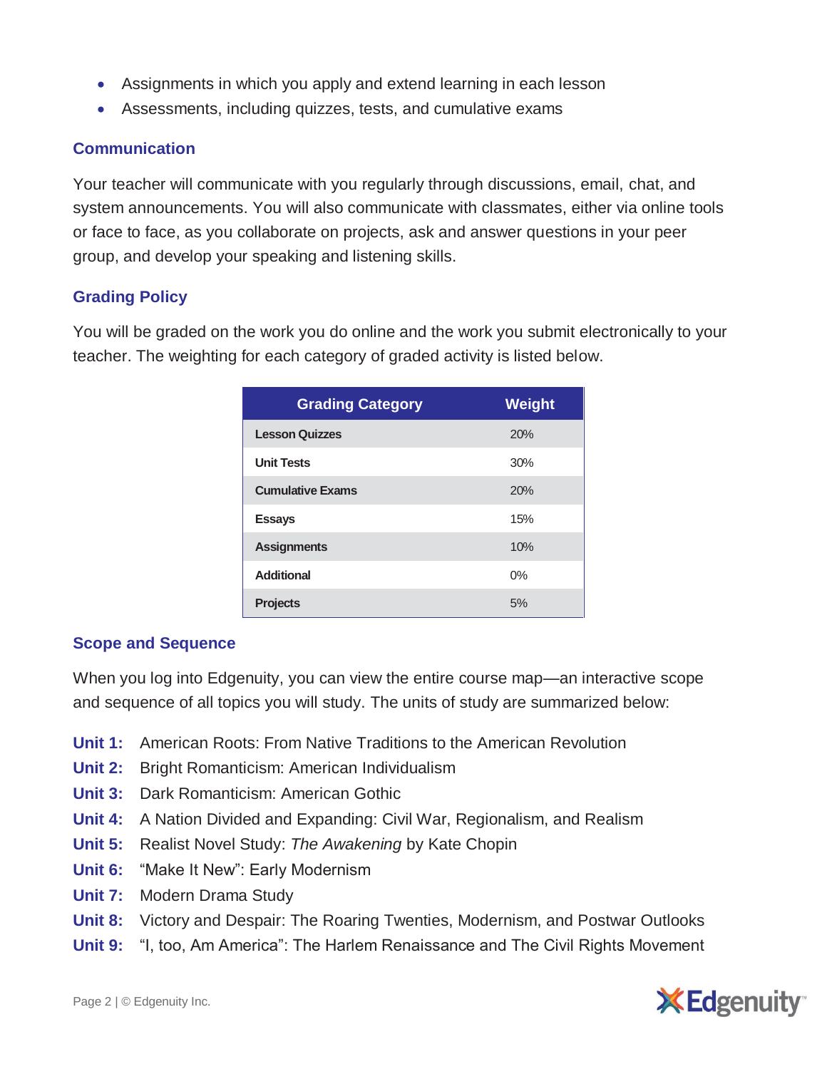- Assignments in which you apply and extend learning in each lesson
- Assessments, including quizzes, tests, and cumulative exams

### Communication

Your teacher will communicate with you regularly through discussions, email, chat, and system announcements. You will also communicate with classmates, either via online tools or face to face, as you collaborate on projects, ask and answer questions in your peer group, and develop your speaking and listening skills.

### Grading Policy

You will be graded on the work you do online and the work you submit electronically to your teacher. The weighting for each category of graded activity is listed below.

| Grading Category | Weight |
|---|---|
| **Lesson Quizzes** | 20% |
| **Unit Tests** | 30% |
| **Cumulative Exams** | 20% |
| **Essays** | 15% |
| **Assignments** | 10% |
| **Additional** | 0% |
| **Projects** | 5% |

### Scope and Sequence

When you log into Edgenuity, you can view the entire course map—an interactive scope and sequence of all topics you will study. The units of study are summarized below:

**Unit 1:** American Roots: From Native Traditions to the American Revolution
**Unit 2:** Bright Romanticism: American Individualism
**Unit 3:** Dark Romanticism: American Gothic
**Unit 4:** A Nation Divided and Expanding: Civil War, Regionalism, and Realism
**Unit 5:** Realist Novel Study: *The Awakening* by Kate Chopin
**Unit 6:** "Make It New": Early Modernism
**Unit 7:** Modern Drama Study
**Unit 8:** Victory and Despair: The Roaring Twenties, Modernism, and Postwar Outlooks
**Unit 9:** "I, too, Am America": The Harlem Renaissance and The Civil Rights Movement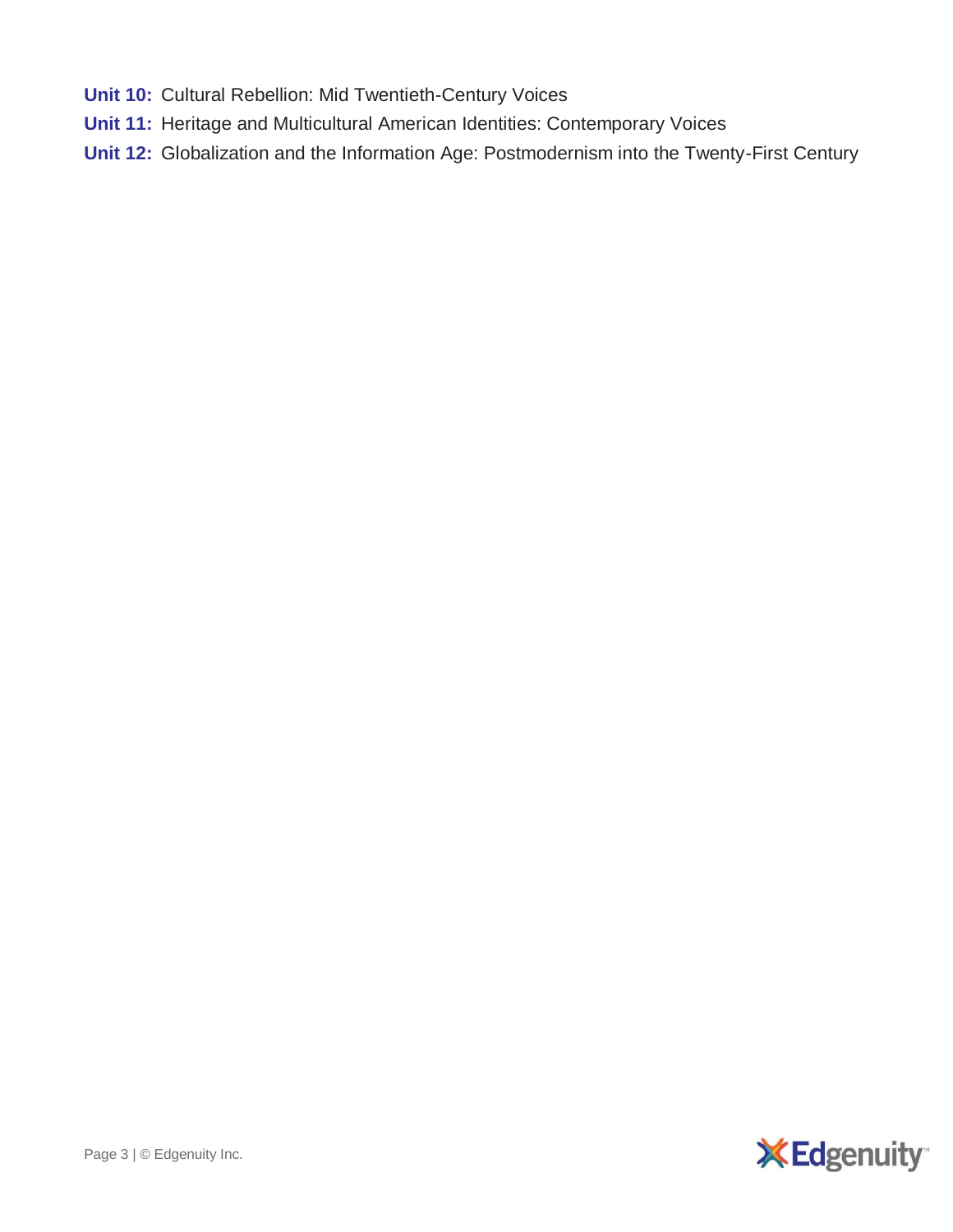**Unit 10:** Cultural Rebellion: Mid Twentieth-Century Voices

**Unit 11:** Heritage and Multicultural American Identities: Contemporary Voices

**Unit 12:** Globalization and the Information Age: Postmodernism into the Twenty-First Century